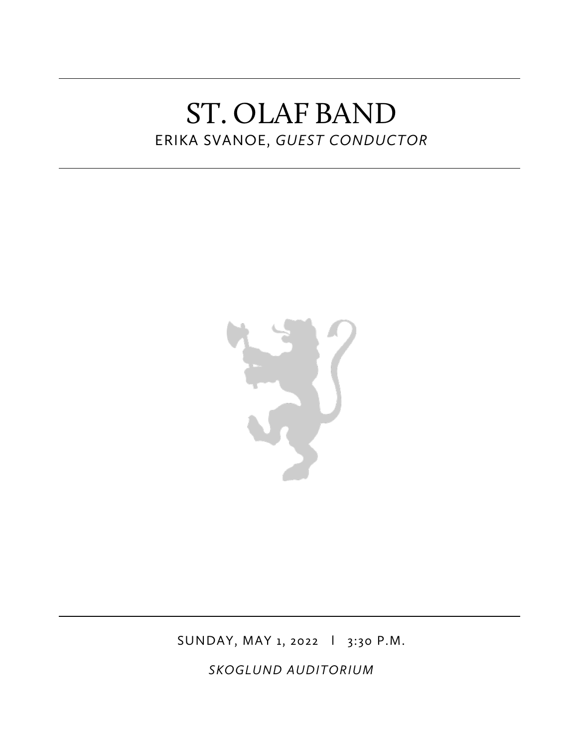# ST. OLAF BAND

ERIKA SVANOE, *GUEST CONDUCTOR*

SUNDAY, MAY 1, 2022 | 3:30 P.M.

*SKOGLUND AUDITORIUM*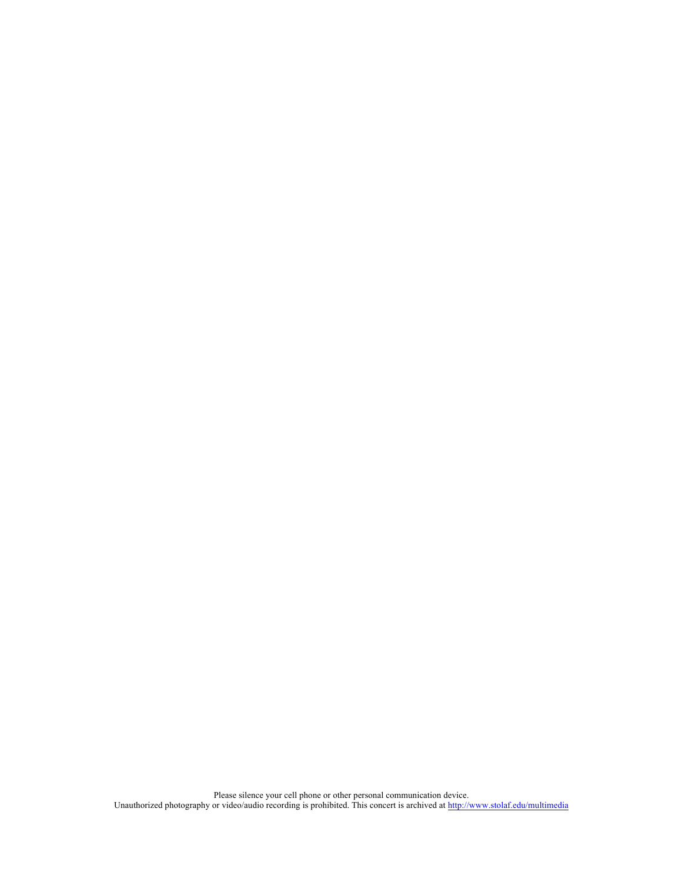Please silence your cell phone or other personal communication device.
Unauthorized photography or video/audio recording is prohibited. This concert is archived at [http://www.stolaf.edu/multimedia](http://www.stolaf.edu/multimedia)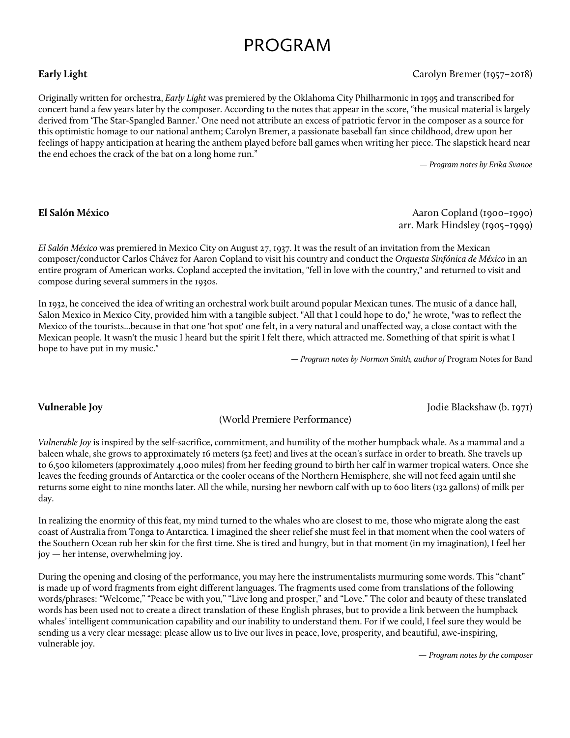# PROGRAM

**Early Light** Carolyn Bremer (1957–2018)

Originally written for orchestra, *Early Light* was premiered by the Oklahoma City Philharmonic in 1995 and transcribed for concert band a few years later by the composer. According to the notes that appear in the score, "the musical material is largely derived from 'The Star-Spangled Banner.' One need not attribute an excess of patriotic fervor in the composer as a source for this optimistic homage to our national anthem; Carolyn Bremer, a passionate baseball fan since childhood, drew upon her feelings of happy anticipation at hearing the anthem played before ball games when writing her piece. The slapstick heard near the end echoes the crack of the bat on a long home run."

*— Program notes by Erika Svanoe*

**El Salón México** Aaron Copland (1900–1990)
arr. Mark Hindsley (1905–1999)

*El Salón México* was premiered in Mexico City on August 27, 1937. It was the result of an invitation from the Mexican composer/conductor Carlos Chávez for Aaron Copland to visit his country and conduct the *Orquesta Sinfónica de México* in an entire program of American works. Copland accepted the invitation, "fell in love with the country," and returned to visit and compose during several summers in the 1930s.

In 1932, he conceived the idea of writing an orchestral work built around popular Mexican tunes. The music of a dance hall, Salon Mexico in Mexico City, provided him with a tangible subject. "All that I could hope to do," he wrote, "was to reflect the Mexico of the tourists...because in that one 'hot spot' one felt, in a very natural and unaffected way, a close contact with the Mexican people. It wasn't the music I heard but the spirit I felt there, which attracted me. Something of that spirit is what I hope to have put in my music."

*— Program notes by Normon Smith, author of* Program Notes for Band

**Vulnerable Joy** Jodie Blackshaw (b. 1971)

(World Premiere Performance)

*Vulnerable Joy* is inspired by the self-sacrifice, commitment, and humility of the mother humpback whale. As a mammal and a baleen whale, she grows to approximately 16 meters (52 feet) and lives at the ocean's surface in order to breath. She travels up to 6,500 kilometers (approximately 4,000 miles) from her feeding ground to birth her calf in warmer tropical waters. Once she leaves the feeding grounds of Antarctica or the cooler oceans of the Northern Hemisphere, she will not feed again until she returns some eight to nine months later. All the while, nursing her newborn calf with up to 600 liters (132 gallons) of milk per day.

In realizing the enormity of this feat, my mind turned to the whales who are closest to me, those who migrate along the east coast of Australia from Tonga to Antarctica. I imagined the sheer relief she must feel in that moment when the cool waters of the Southern Ocean rub her skin for the first time. She is tired and hungry, but in that moment (in my imagination), I feel her joy — her intense, overwhelming joy.

During the opening and closing of the performance, you may here the instrumentalists murmuring some words. This "chant" is made up of word fragments from eight different languages. The fragments used come from translations of the following words/phrases: "Welcome," "Peace be with you," "Live long and prosper," and "Love." The color and beauty of these translated words has been used not to create a direct translation of these English phrases, but to provide a link between the humpback whales' intelligent communication capability and our inability to understand them. For if we could, I feel sure they would be sending us a very clear message: please allow us to live our lives in peace, love, prosperity, and beautiful, awe-inspiring, vulnerable joy.

*— Program notes by the composer*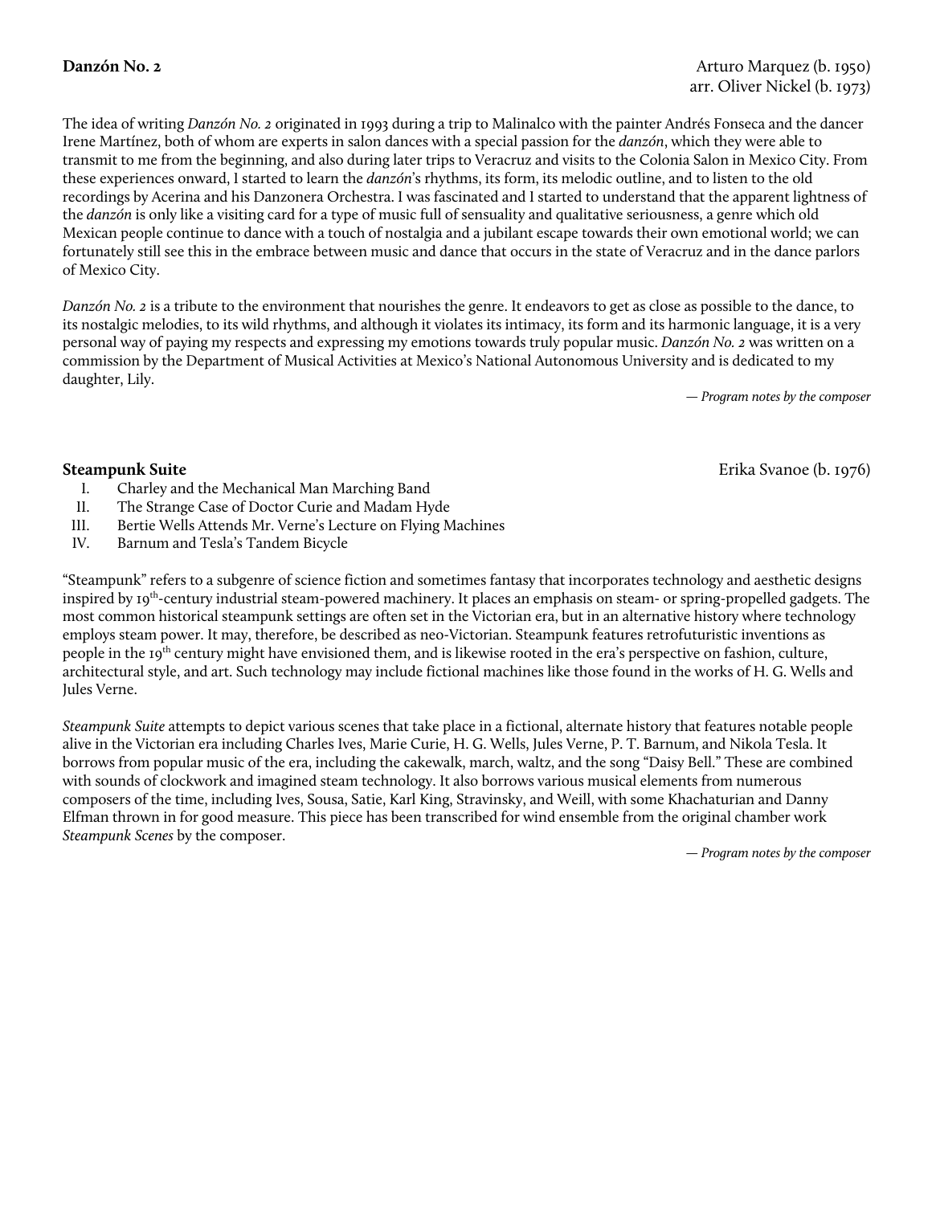**Danzón No. 2**

Arturo Marquez (b. 1950)
arr. Oliver Nickel (b. 1973)

The idea of writing *Danzón No. 2* originated in 1993 during a trip to Malinalco with the painter Andrés Fonseca and the dancer Irene Martínez, both of whom are experts in salon dances with a special passion for the *danzón*, which they were able to transmit to me from the beginning, and also during later trips to Veracruz and visits to the Colonia Salon in Mexico City. From these experiences onward, I started to learn the *danzón*'s rhythms, its form, its melodic outline, and to listen to the old recordings by Acerina and his Danzonera Orchestra. I was fascinated and I started to understand that the apparent lightness of the *danzón* is only like a visiting card for a type of music full of sensuality and qualitative seriousness, a genre which old Mexican people continue to dance with a touch of nostalgia and a jubilant escape towards their own emotional world; we can fortunately still see this in the embrace between music and dance that occurs in the state of Veracruz and in the dance parlors of Mexico City.

*Danzón No. 2* is a tribute to the environment that nourishes the genre. It endeavors to get as close as possible to the dance, to its nostalgic melodies, to its wild rhythms, and although it violates its intimacy, its form and its harmonic language, it is a very personal way of paying my respects and expressing my emotions towards truly popular music. *Danzón No. 2* was written on a commission by the Department of Musical Activities at Mexico's National Autonomous University and is dedicated to my daughter, Lily.

*— Program notes by the composer*

**Steampunk Suite**

Erika Svanoe (b. 1976)

I. Charley and the Mechanical Man Marching Band
II. The Strange Case of Doctor Curie and Madam Hyde
III. Bertie Wells Attends Mr. Verne's Lecture on Flying Machines
IV. Barnum and Tesla's Tandem Bicycle

"Steampunk" refers to a subgenre of science fiction and sometimes fantasy that incorporates technology and aesthetic designs inspired by 19th-century industrial steam-powered machinery. It places an emphasis on steam- or spring-propelled gadgets. The most common historical steampunk settings are often set in the Victorian era, but in an alternative history where technology employs steam power. It may, therefore, be described as neo-Victorian. Steampunk features retrofuturistic inventions as people in the 19th century might have envisioned them, and is likewise rooted in the era's perspective on fashion, culture, architectural style, and art. Such technology may include fictional machines like those found in the works of H. G. Wells and Jules Verne.

*Steampunk Suite* attempts to depict various scenes that take place in a fictional, alternate history that features notable people alive in the Victorian era including Charles Ives, Marie Curie, H. G. Wells, Jules Verne, P. T. Barnum, and Nikola Tesla. It borrows from popular music of the era, including the cakewalk, march, waltz, and the song "Daisy Bell." These are combined with sounds of clockwork and imagined steam technology. It also borrows various musical elements from numerous composers of the time, including Ives, Sousa, Satie, Karl King, Stravinsky, and Weill, with some Khachaturian and Danny Elfman thrown in for good measure. This piece has been transcribed for wind ensemble from the original chamber work *Steampunk Scenes* by the composer.

*— Program notes by the composer*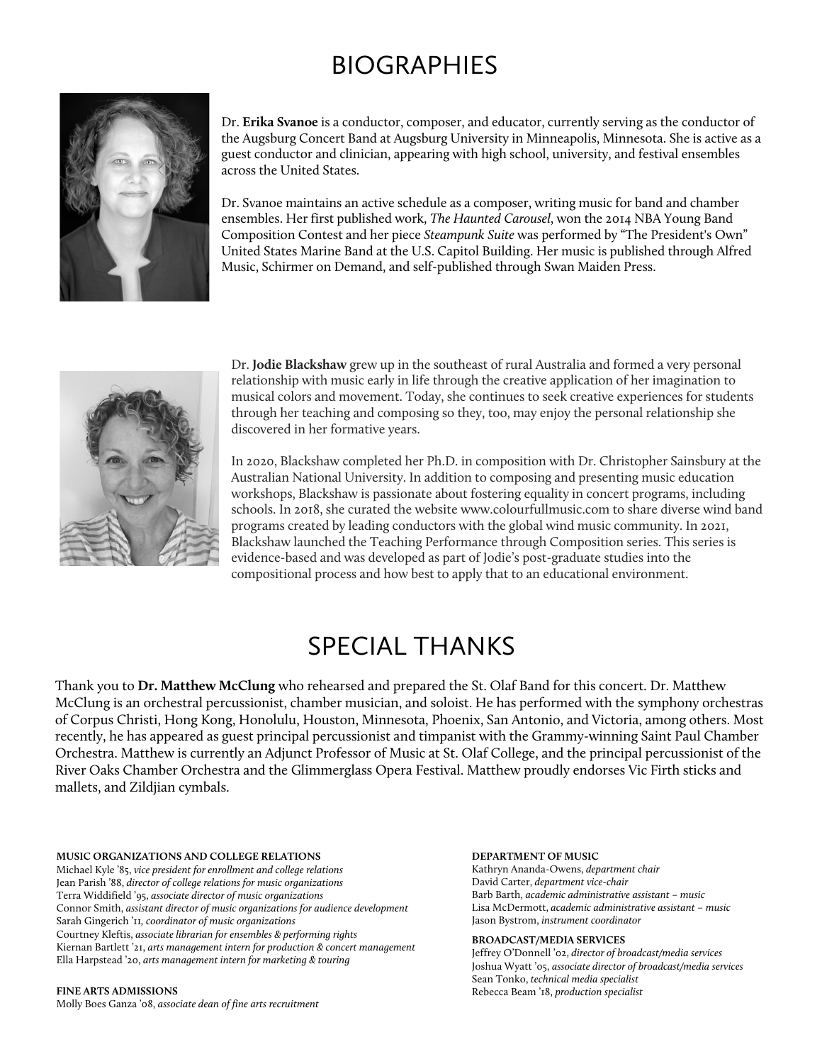# BIOGRAPHIES

Dr. **Erika Svanoe** is a conductor, composer, and educator, currently serving as the conductor of the Augsburg Concert Band at Augsburg University in Minneapolis, Minnesota. She is active as a guest conductor and clinician, appearing with high school, university, and festival ensembles across the United States.

Dr. Svanoe maintains an active schedule as a composer, writing music for band and chamber ensembles. Her first published work, *The Haunted Carousel*, won the 2014 NBA Young Band Composition Contest and her piece *Steampunk Suite* was performed by "The President's Own" United States Marine Band at the U.S. Capitol Building. Her music is published through Alfred Music, Schirmer on Demand, and self-published through Swan Maiden Press.

Dr. **Jodie Blackshaw** grew up in the southeast of rural Australia and formed a very personal relationship with music early in life through the creative application of her imagination to musical colors and movement. Today, she continues to seek creative experiences for students through her teaching and composing so they, too, may enjoy the personal relationship she discovered in her formative years.

In 2020, Blackshaw completed her Ph.D. in composition with Dr. Christopher Sainsbury at the Australian National University. In addition to composing and presenting music education workshops, Blackshaw is passionate about fostering equality in concert programs, including schools. In 2018, she curated the website www.colourfullmusic.com to share diverse wind band programs created by leading conductors with the global wind music community. In 2021, Blackshaw launched the Teaching Performance through Composition series. This series is evidence-based and was developed as part of Jodie's post-graduate studies into the compositional process and how best to apply that to an educational environment.

# SPECIAL THANKS

Thank you to **Dr. Matthew McClung** who rehearsed and prepared the St. Olaf Band for this concert. Dr. Matthew McClung is an orchestral percussionist, chamber musician, and soloist. He has performed with the symphony orchestras of Corpus Christi, Hong Kong, Honolulu, Houston, Minnesota, Phoenix, San Antonio, and Victoria, among others. Most recently, he has appeared as guest principal percussionist and timpanist with the Grammy-winning Saint Paul Chamber Orchestra. Matthew is currently an Adjunct Professor of Music at St. Olaf College, and the principal percussionist of the River Oaks Chamber Orchestra and the Glimmerglass Opera Festival. Matthew proudly endorses Vic Firth sticks and mallets, and Zildjian cymbals.

**MUSIC ORGANIZATIONS AND COLLEGE RELATIONS**
Michael Kyle '85, *vice president for enrollment and college relations*
Jean Parish '88, *director of college relations for music organizations*
Terra Widdifield '95, *associate director of music organizations*
Connor Smith, *assistant director of music organizations for audience development*
Sarah Gingerich '11, *coordinator of music organizations*
Courtney Kleftis, *associate librarian for ensembles & performing rights*
Kiernan Bartlett '21, *arts management intern for production & concert management*
Ella Harpstead '20, *arts management intern for marketing & touring*

**FINE ARTS ADMISSIONS**
Molly Boes Ganza '08, *associate dean of fine arts recruitment*

**DEPARTMENT OF MUSIC**
Kathryn Ananda-Owens, *department chair*
David Carter, *department vice-chair*
Barb Barth, *academic administrative assistant – music*
Lisa McDermott, *academic administrative assistant – music*
Jason Bystrom, *instrument coordinator*

**BROADCAST/MEDIA SERVICES**
Jeffrey O'Donnell '02, *director of broadcast/media services*
Joshua Wyatt '05, *associate director of broadcast/media services*
Sean Tonko, *technical media specialist*
Rebecca Beam '18, *production specialist*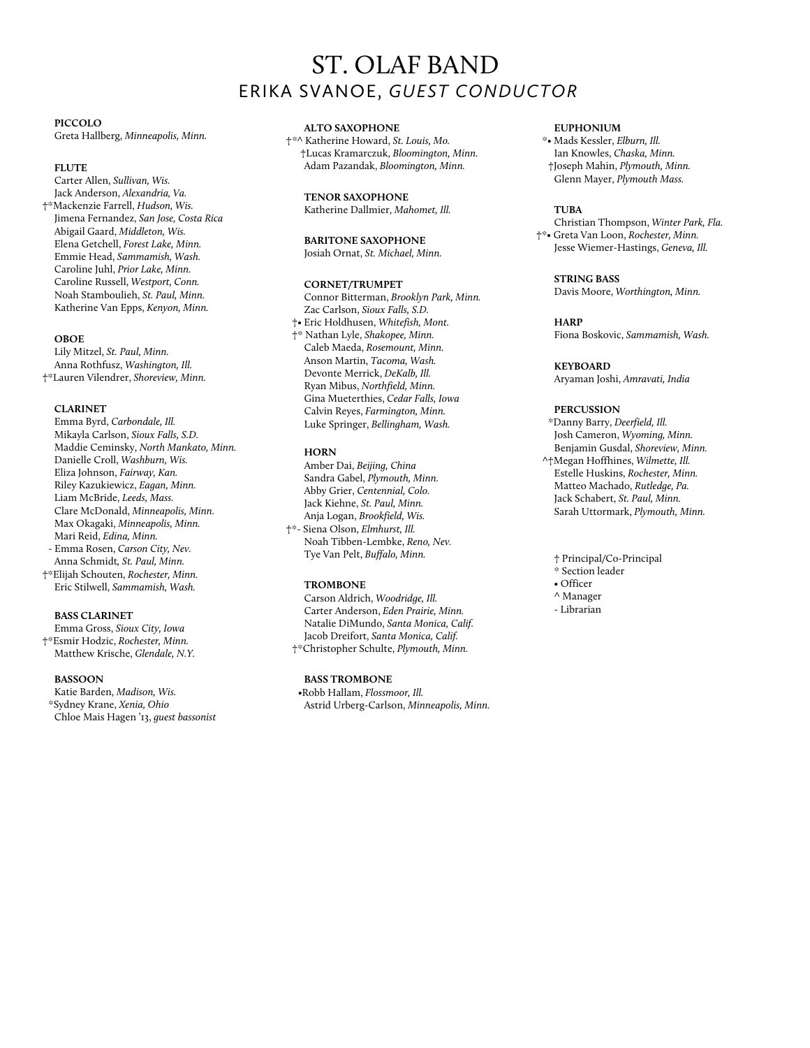# ST. OLAF BAND

## ERIKA SVANOE, *GUEST CONDUCTOR*

**PICCOLO**
Greta Hallberg, *Minneapolis, Minn.*

**FLUTE**
Carter Allen, *Sullivan, Wis.*
Jack Anderson, *Alexandria, Va.*
†*Mackenzie Farrell, *Hudson, Wis.*
Jimena Fernandez, *San Jose, Costa Rica*
Abigail Gaard, *Middleton, Wis.*
Elena Getchell, *Forest Lake, Minn.*
Emmie Head, *Sammamish, Wash.*
Caroline Juhl, *Prior Lake, Minn.*
Caroline Russell, *Westport, Conn.*
Noah Stamboulieh, *St. Paul, Minn.*
Katherine Van Epps, *Kenyon, Minn.*

**OBOE**
Lily Mitzel, *St. Paul, Minn.*
Anna Rothfusz, *Washington, Ill.*
†*Lauren Vilendrer, *Shoreview, Minn.*

**CLARINET**
Emma Byrd, *Carbondale, Ill.*
Mikayla Carlson, *Sioux Falls, S.D.*
Maddie Ceminsky, *North Mankato, Minn.*
Danielle Croll, *Washburn, Wis.*
Eliza Johnson, *Fairway, Kan.*
Riley Kazukiewicz, *Eagan, Minn.*
Liam McBride, *Leeds, Mass.*
Clare McDonald, *Minneapolis, Minn.*
Max Okagaki, *Minneapolis, Minn.*
Mari Reid, *Edina, Minn.*
- Emma Rosen, *Carson City, Nev.*
Anna Schmidt, *St. Paul, Minn.*
†*Elijah Schouten, *Rochester, Minn.*
Eric Stilwell, *Sammamish, Wash.*

**BASS CLARINET**
Emma Gross, *Sioux City, Iowa*
†*Esmir Hodzic, *Rochester, Minn.*
Matthew Krische, *Glendale, N.Y.*

**BASSOON**
Katie Barden, *Madison, Wis.*
*Sydney Krane, *Xenia, Ohio*
Chloe Mais Hagen '13, *guest bassonist*

**ALTO SAXOPHONE**
†*^ Katherine Howard, *St. Louis, Mo.*
†Lucas Kramarczuk, *Bloomington, Minn.*
Adam Pazandak, *Bloomington, Minn.*

**TENOR SAXOPHONE**
Katherine Dallmier, *Mahomet, Ill.*

**BARITONE SAXOPHONE**
Josiah Ornat, *St. Michael, Minn.*

**CORNET/TRUMPET**
Connor Bitterman, *Brooklyn Park, Minn.*
Zac Carlson, *Sioux Falls, S.D.*
†• Eric Holdhusen, *Whitefish, Mont.*
†* Nathan Lyle, *Shakopee, Minn.*
Caleb Maeda, *Rosemount, Minn.*
Anson Martin, *Tacoma, Wash.*
Devonte Merrick, *DeKalb, Ill.*
Ryan Mibus, *Northfield, Minn.*
Gina Mueterthies, *Cedar Falls, Iowa*
Calvin Reyes, *Farmington, Minn.*
Luke Springer, *Bellingham, Wash.*

**HORN**
Amber Dai, *Beijing, China*
Sandra Gabel, *Plymouth, Minn.*
Abby Grier, *Centennial, Colo.*
Jack Kiehne, *St. Paul, Minn.*
Anja Logan, *Brookfield, Wis.*
†*- Siena Olson, *Elmhurst, Ill.*
Noah Tibben-Lembke, *Reno, Nev.*
Tye Van Pelt, *Buffalo, Minn.*

**TROMBONE**
Carson Aldrich, *Woodridge, Ill.*
Carter Anderson, *Eden Prairie, Minn.*
Natalie DiMundo, *Santa Monica, Calif.*
Jacob Dreifort, *Santa Monica, Calif.*
†*Christopher Schulte, *Plymouth, Minn.*

**BASS TROMBONE**
•Robb Hallam, *Flossmoor, Ill.*
Astrid Urberg-Carlson, *Minneapolis, Minn.*

**EUPHONIUM**
*• Mads Kessler, *Elburn, Ill.*
Ian Knowles, *Chaska, Minn.*
†Joseph Mahin, *Plymouth, Minn.*
Glenn Mayer, *Plymouth Mass.*

**TUBA**
Christian Thompson, *Winter Park, Fla.*
†*• Greta Van Loon, *Rochester, Minn.*
Jesse Wiemer-Hastings, *Geneva, Ill.*

**STRING BASS**
Davis Moore, *Worthington, Minn.*

**HARP**
Fiona Boskovic, *Sammamish, Wash.*

**KEYBOARD**
Aryaman Joshi, *Amravati, India*

**PERCUSSION**
*Danny Barry, *Deerfield, Ill.*
Josh Cameron, *Wyoming, Minn.*
Benjamin Gusdal, *Shoreview, Minn.*
^†Megan Hoffhines, *Wilmette, Ill.*
Estelle Huskins, *Rochester, Minn.*
Matteo Machado, *Rutledge, Pa.*
Jack Schabert, *St. Paul, Minn.*
Sarah Uttormark, *Plymouth, Minn.*

† Principal/Co-Principal
* Section leader
• Officer
^ Manager
- Librarian